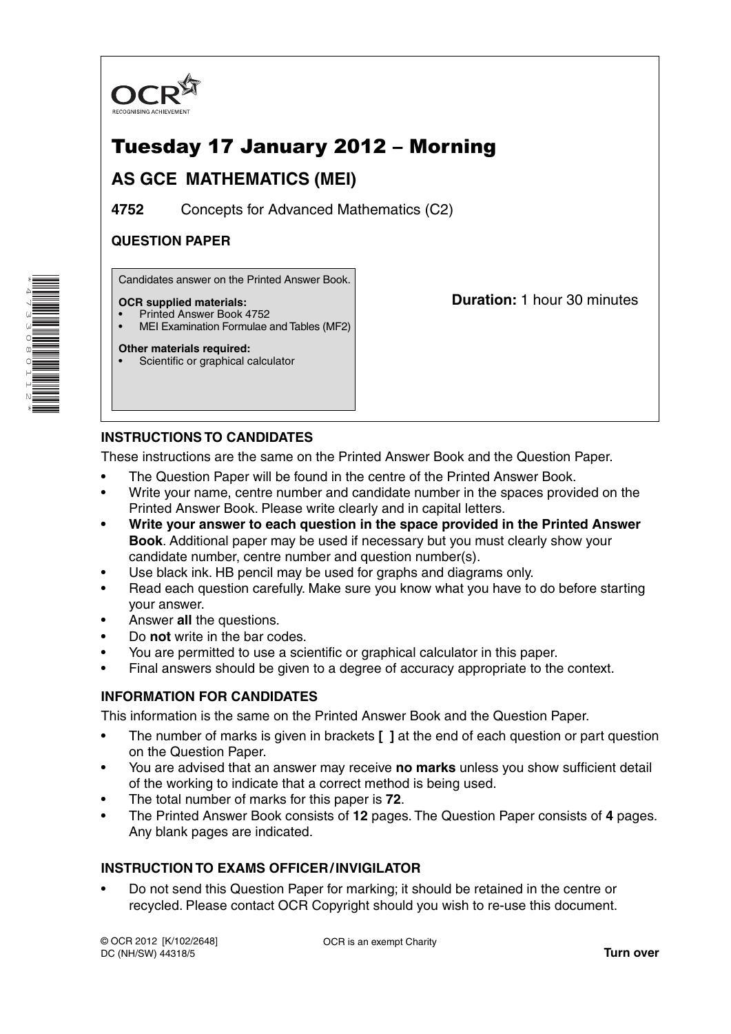OCR

RECOGNISING ACHIEVEMENT

# Tuesday 17 January 2012 – Morning

## AS GCE MATHEMATICS (MEI)

**4752** Concepts for Advanced Mathematics (C2)

**QUESTION PAPER**

Candidates answer on the Printed Answer Book.

**OCR supplied materials:**
- Printed Answer Book 4752
- MEI Examination Formulae and Tables (MF2)

**Other materials required:**
- Scientific or graphical calculator

**Duration:** 1 hour 30 minutes

### INSTRUCTIONS TO CANDIDATES

These instructions are the same on the Printed Answer Book and the Question Paper.

- The Question Paper will be found in the centre of the Printed Answer Book.
- Write your name, centre number and candidate number in the spaces provided on the Printed Answer Book. Please write clearly and in capital letters.
- **Write your answer to each question in the space provided in the Printed Answer Book**. Additional paper may be used if necessary but you must clearly show your candidate number, centre number and question number(s).
- Use black ink. HB pencil may be used for graphs and diagrams only.
- Read each question carefully. Make sure you know what you have to do before starting your answer.
- Answer **all** the questions.
- Do **not** write in the bar codes.
- You are permitted to use a scientific or graphical calculator in this paper.
- Final answers should be given to a degree of accuracy appropriate to the context.

### INFORMATION FOR CANDIDATES

This information is the same on the Printed Answer Book and the Question Paper.

- The number of marks is given in brackets **[ ]** at the end of each question or part question on the Question Paper.
- You are advised that an answer may receive **no marks** unless you show sufficient detail of the working to indicate that a correct method is being used.
- The total number of marks for this paper is **72**.
- The Printed Answer Book consists of **12** pages. The Question Paper consists of **4** pages. Any blank pages are indicated.

### INSTRUCTION TO EXAMS OFFICER / INVIGILATOR

- Do not send this Question Paper for marking; it should be retained in the centre or recycled. Please contact OCR Copyright should you wish to re-use this document.

© OCR 2012 [K/102/2648]
DC (NH/SW) 44318/5

OCR is an exempt Charity

**Turn over**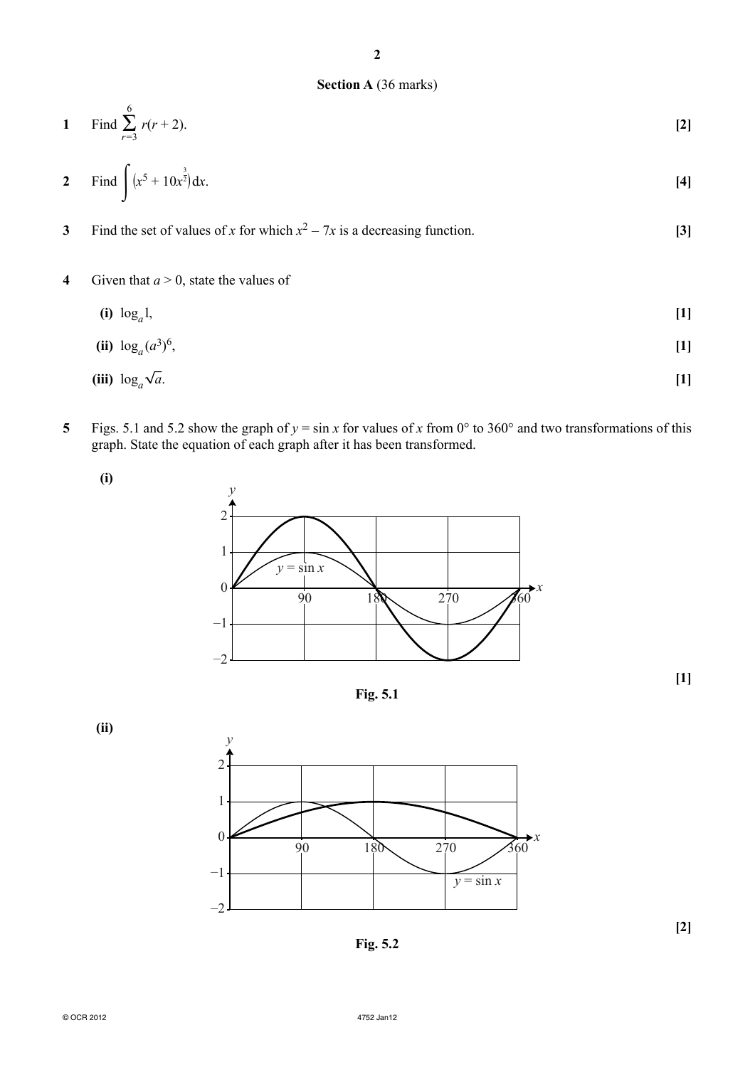## Section A (36 marks)

**1** Find $\sum_{r=3}^{6} r(r+2)$. **[2]**

**2** Find $\int \left(x^5 + 10x^{\frac{3}{2}}\right) dx$. **[4]**

**3** Find the set of values of $x$ for which $x^2 - 7x$ is a decreasing function. **[3]**

**4** Given that $a > 0$, state the values of

**(i)** $\log_a 1$, **[1]**

**(ii)** $\log_a (a^3)^6$, **[1]**

**(iii)** $\log_a \sqrt{a}$. **[1]**

**5** Figs. 5.1 and 5.2 show the graph of $y = \sin x$ for values of $x$ from 0° to 360° and two transformations of this graph. State the equation of each graph after it has been transformed.

**(i)**

Fig. 5.1

**[1]**

**(ii)**

Fig. 5.2

**[2]**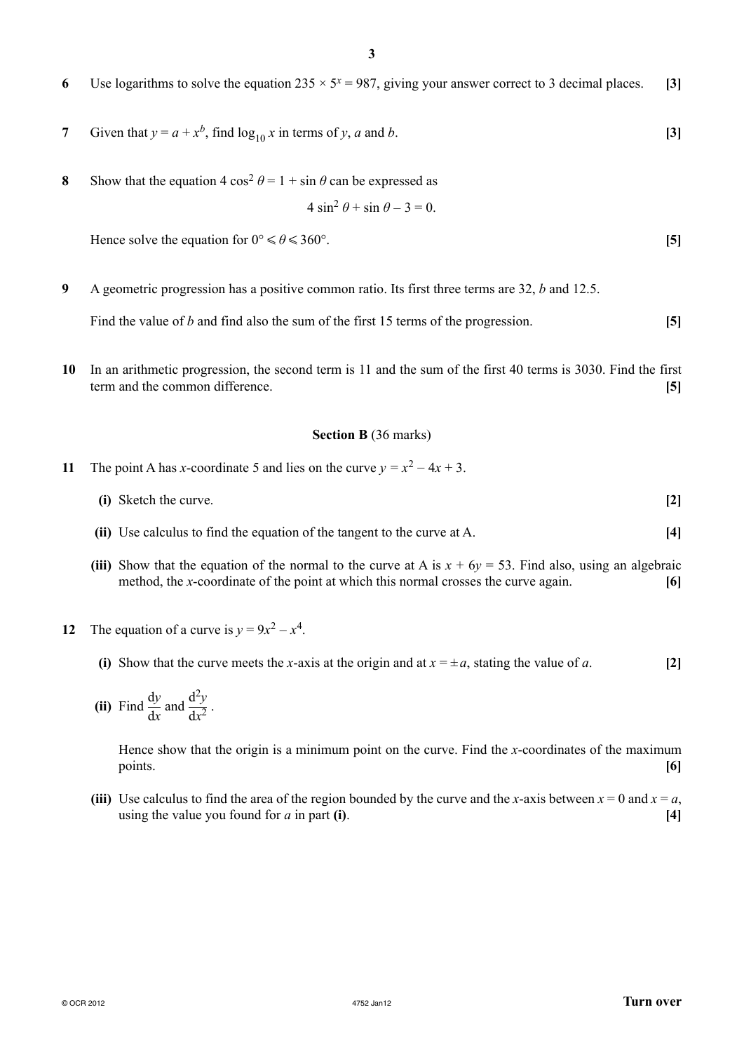**6** Use logarithms to solve the equation $235 \times 5^x = 987$, giving your answer correct to 3 decimal places. **[3]**

**7** Given that $y = a + x^b$, find $\log_{10} x$ in terms of $y$, $a$ and $b$. **[3]**

**8** Show that the equation $4\cos^2\theta = 1 + \sin\theta$ can be expressed as

$$4\sin^2\theta + \sin\theta - 3 = 0.$$

Hence solve the equation for $0° \leqslant \theta \leqslant 360°$. **[5]**

**9** A geometric progression has a positive common ratio. Its first three terms are 32, $b$ and 12.5.

Find the value of $b$ and find also the sum of the first 15 terms of the progression. **[5]**

**10** In an arithmetic progression, the second term is 11 and the sum of the first 40 terms is 3030. Find the first term and the common difference. **[5]**

## Section B (36 marks)

**11** The point A has $x$-coordinate 5 and lies on the curve $y = x^2 - 4x + 3$.

**(i)** Sketch the curve. **[2]**

**(ii)** Use calculus to find the equation of the tangent to the curve at A. **[4]**

**(iii)** Show that the equation of the normal to the curve at A is $x + 6y = 53$. Find also, using an algebraic method, the $x$-coordinate of the point at which this normal crosses the curve again. **[6]**

**12** The equation of a curve is $y = 9x^2 - x^4$.

**(i)** Show that the curve meets the $x$-axis at the origin and at $x = \pm a$, stating the value of $a$. **[2]**

**(ii)** Find $\dfrac{\mathrm{d}y}{\mathrm{d}x}$ and $\dfrac{\mathrm{d}^2y}{\mathrm{d}x^2}$.

Hence show that the origin is a minimum point on the curve. Find the $x$-coordinates of the maximum points. **[6]**

**(iii)** Use calculus to find the area of the region bounded by the curve and the $x$-axis between $x = 0$ and $x = a$, using the value you found for $a$ in part **(i)**. **[4]**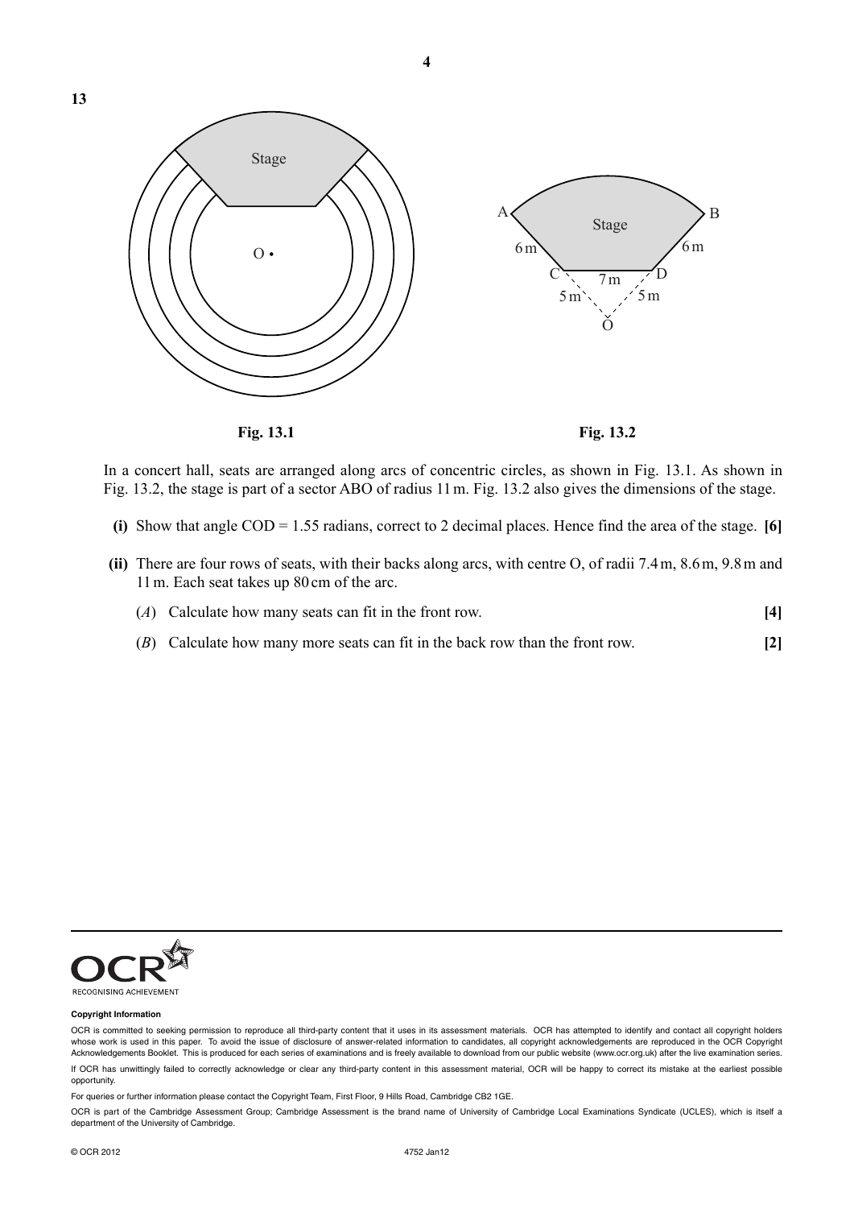**13**

Stage

O •

A

B

Stage

6 m

6 m

C

7 m

D

5 m

5 m

O

**Fig. 13.1**

**Fig. 13.2**

In a concert hall, seats are arranged along arcs of concentric circles, as shown in Fig. 13.1. As shown in Fig. 13.2, the stage is part of a sector ABO of radius 11 m. Fig. 13.2 also gives the dimensions of the stage.

**(i)** Show that angle COD = 1.55 radians, correct to 2 decimal places. Hence find the area of the stage. **[6]**

**(ii)** There are four rows of seats, with their backs along arcs, with centre O, of radii 7.4 m, 8.6 m, 9.8 m and 11 m. Each seat takes up 80 cm of the arc.

(*A*) Calculate how many seats can fit in the front row. **[4]**

(*B*) Calculate how many more seats can fit in the back row than the front row. **[2]**

**Copyright Information**

OCR is committed to seeking permission to reproduce all third-party content that it uses in its assessment materials. OCR has attempted to identify and contact all copyright holders whose work is used in this paper. To avoid the issue of disclosure of answer-related information to candidates, all copyright acknowledgements are reproduced in the OCR Copyright Acknowledgements Booklet. This is produced for each series of examinations and is freely available to download from our public website (www.ocr.org.uk) after the live examination series.

If OCR has unwittingly failed to correctly acknowledge or clear any third-party content in this assessment material, OCR will be happy to correct its mistake at the earliest possible opportunity.

For queries or further information please contact the Copyright Team, First Floor, 9 Hills Road, Cambridge CB2 1GE.

OCR is part of the Cambridge Assessment Group; Cambridge Assessment is the brand name of University of Cambridge Local Examinations Syndicate (UCLES), which is itself a department of the University of Cambridge.

© OCR 2012 4752 Jan12